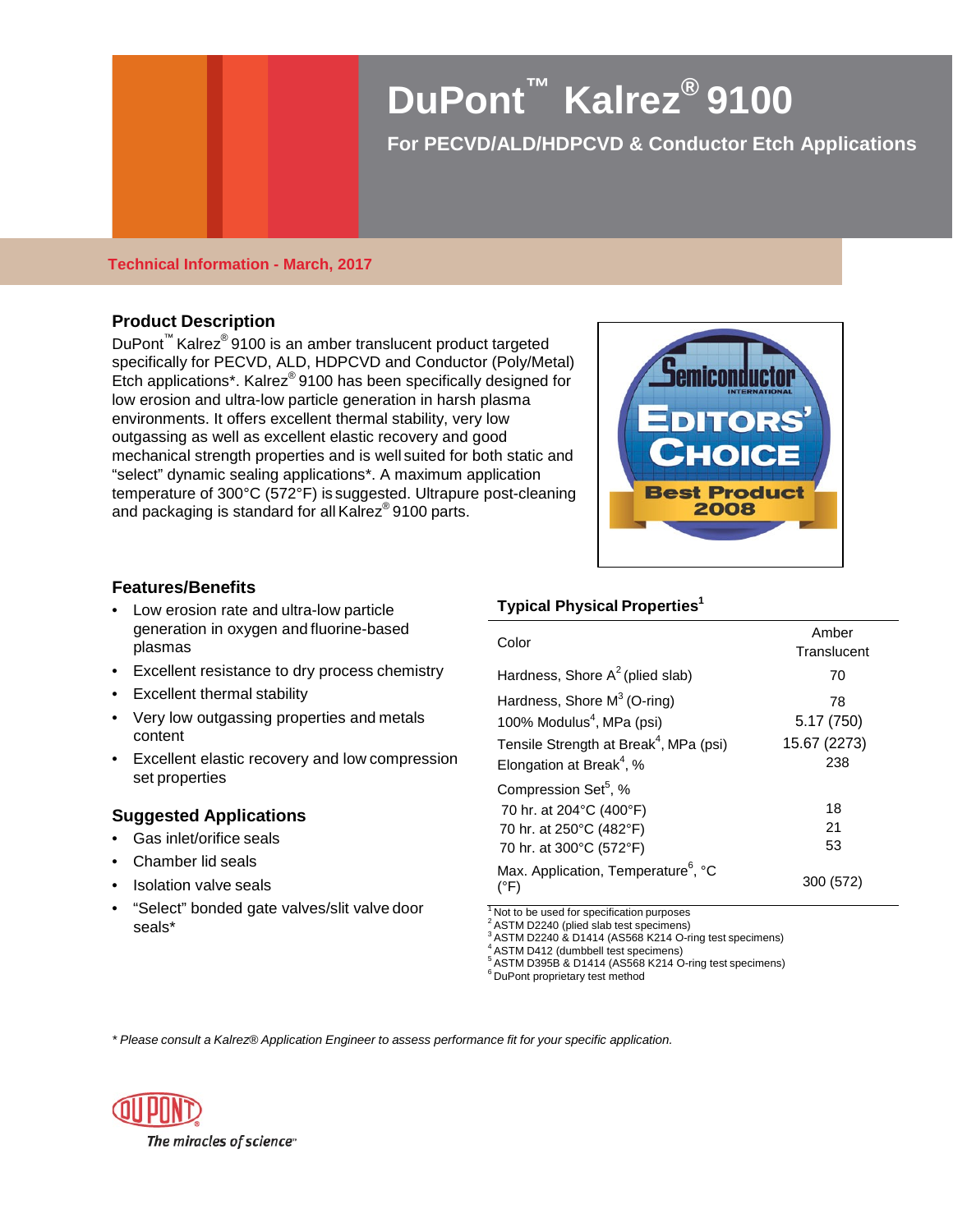# DuPont™ Kalrez® 9100

## For PECVD/ALD/HDPCVD & Conductor Etch Applications

**Technical Information - March, 2017**

### Product Description

DuPont™ Kalrez® 9100 is an amber translucent product targeted specifically for PECVD, ALD, HDPCVD and Conductor (Poly/Metal) Etch applications*. Kalrez® 9100 has been specifically designed for low erosion and ultra-low particle generation in harsh plasma environments. It offers excellent thermal stability, very low outgassing as well as excellent elastic recovery and good mechanical strength properties and is well suited for both static and "select" dynamic sealing applications*. A maximum application temperature of 300°C (572°F) is suggested. Ultrapure post-cleaning and packaging is standard for all Kalrez® 9100 parts.

Semiconductor International
EDITORS' CHOICE
Best Product
2008

### Features/Benefits

- Low erosion rate and ultra-low particle generation in oxygen and fluorine-based plasmas
- Excellent resistance to dry process chemistry
- Excellent thermal stability
- Very low outgassing properties and metals content
- Excellent elastic recovery and low compression set properties

### Suggested Applications

- Gas inlet/orifice seals
- Chamber lid seals
- Isolation valve seals
- "Select" bonded gate valves/slit valve door seals*

### Typical Physical Properties[1]

| | |
|---|---|
| Color | Amber Translucent |
| Hardness, Shore A[2] (plied slab) | 70 |
| Hardness, Shore M[3] (O-ring) | 78 |
| 100% Modulus[4], MPa (psi) | 5.17 (750) |
| Tensile Strength at Break[4], MPa (psi) | 15.67 (2273) |
| Elongation at Break[4], % | 238 |
| Compression Set[5], % | |
| 70 hr. at 204°C (400°F) | 18 |
| 70 hr. at 250°C (482°F) | 21 |
| 70 hr. at 300°C (572°F) | 53 |
| Max. Application, Temperature[6], °C (°F) | 300 (572) |

[1] Not to be used for specification purposes
[2] ASTM D2240 (plied slab test specimens)
[3] ASTM D2240 & D1414 (AS568 K214 O-ring test specimens)
[4] ASTM D412 (dumbbell test specimens)
[5] ASTM D395B & D1414 (AS568 K214 O-ring test specimens)
[6] DuPont proprietary test method

*\* Please consult a Kalrez® Application Engineer to assess performance fit for your specific application.*

DUPONT
The miracles of science™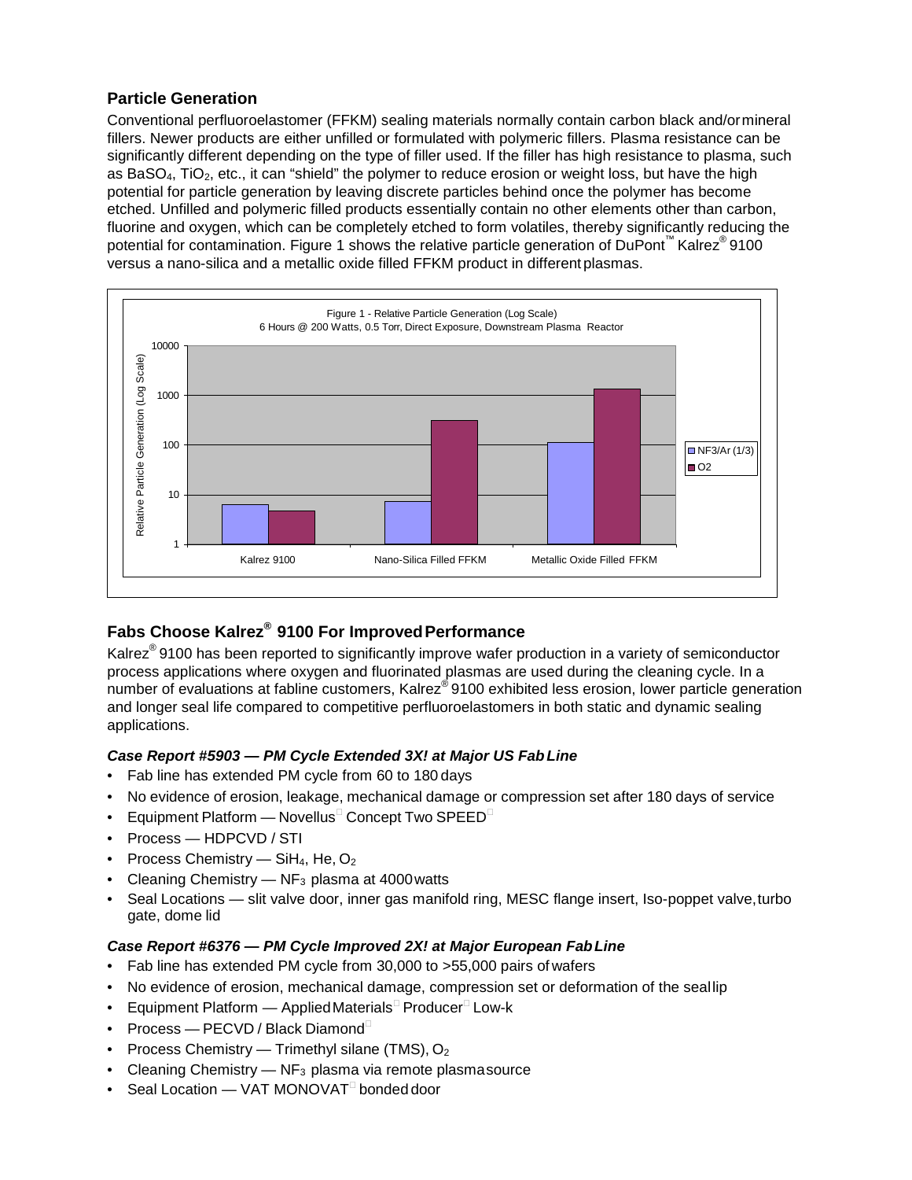## Particle Generation

Conventional perfluoroelastomer (FFKM) sealing materials normally contain carbon black and/or mineral fillers. Newer products are either unfilled or formulated with polymeric fillers. Plasma resistance can be significantly different depending on the type of filler used. If the filler has high resistance to plasma, such as $BaSO_4$, $TiO_2$, etc., it can "shield" the polymer to reduce erosion or weight loss, but have the high potential for particle generation by leaving discrete particles behind once the polymer has become etched. Unfilled and polymeric filled products essentially contain no other elements other than carbon, fluorine and oxygen, which can be completely etched to form volatiles, thereby significantly reducing the potential for contamination. Figure 1 shows the relative particle generation of DuPont™ Kalrez® 9100 versus a nano-silica and a metallic oxide filled FFKM product in different plasmas.

Figure 1 - Relative Particle Generation (Log Scale)
6 Hours @ 200 Watts, 0.5 Torr, Direct Exposure, Downstream Plasma Reactor

Relative Particle Generation (Log Scale)
10000
1000
100
10
1

Kalrez 9100
Nano-Silica Filled FFKM
Metallic Oxide Filled FFKM

NF3/Ar (1/3)
O2

## Fabs Choose Kalrez® 9100 For Improved Performance

Kalrez® 9100 has been reported to significantly improve wafer production in a variety of semiconductor process applications where oxygen and fluorinated plasmas are used during the cleaning cycle. In a number of evaluations at fabline customers, Kalrez® 9100 exhibited less erosion, lower particle generation and longer seal life compared to competitive perfluoroelastomers in both static and dynamic sealing applications.

### *Case Report #5903 — PM Cycle Extended 3X! at Major US Fab Line*

- Fab line has extended PM cycle from 60 to 180 days
- No evidence of erosion, leakage, mechanical damage or compression set after 180 days of service
- Equipment Platform — Novellus Concept Two SPEED
- Process — HDPCVD / STI
- Process Chemistry — $SiH_4$, He, $O_2$
- Cleaning Chemistry — $NF_3$ plasma at 4000 watts
- Seal Locations — slit valve door, inner gas manifold ring, MESC flange insert, Iso-poppet valve, turbo gate, dome lid

### *Case Report #6376 — PM Cycle Improved 2X! at Major European Fab Line*

- Fab line has extended PM cycle from 30,000 to >55,000 pairs of wafers
- No evidence of erosion, mechanical damage, compression set or deformation of the seal lip
- Equipment Platform — Applied Materials Producer Low-k
- Process — PECVD / Black Diamond
- Process Chemistry — Trimethyl silane (TMS), $O_2$
- Cleaning Chemistry — $NF_3$ plasma via remote plasma source
- Seal Location — VAT MONOVAT bonded door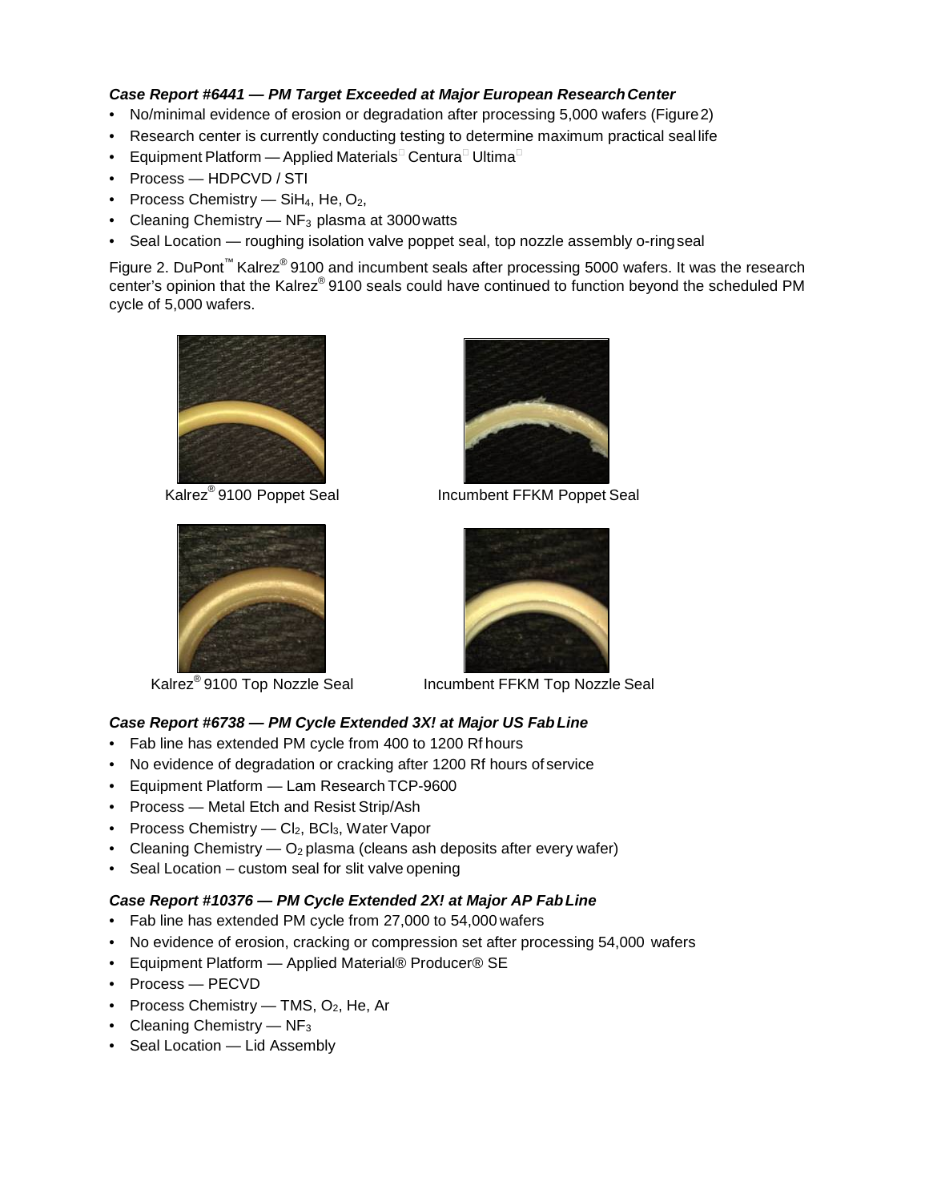***Case Report #6441 — PM Target Exceeded at Major European Research Center***

- No/minimal evidence of erosion or degradation after processing 5,000 wafers (Figure 2)
- Research center is currently conducting testing to determine maximum practical seal life
- Equipment Platform — Applied Materials Centura Ultima
- Process — HDPCVD / STI
- Process Chemistry — $SiH_4$, He, $O_2$,
- Cleaning Chemistry — $NF_3$ plasma at 3000 watts
- Seal Location — roughing isolation valve poppet seal, top nozzle assembly o-ring seal

Figure 2. DuPont™ Kalrez® 9100 and incumbent seals after processing 5000 wafers. It was the research center's opinion that the Kalrez® 9100 seals could have continued to function beyond the scheduled PM cycle of 5,000 wafers.

Kalrez® 9100 Poppet Seal

Incumbent FFKM Poppet Seal

Kalrez® 9100 Top Nozzle Seal

Incumbent FFKM Top Nozzle Seal

***Case Report #6738 — PM Cycle Extended 3X! at Major US Fab Line***

- Fab line has extended PM cycle from 400 to 1200 Rf hours
- No evidence of degradation or cracking after 1200 Rf hours of service
- Equipment Platform — Lam Research TCP-9600
- Process — Metal Etch and Resist Strip/Ash
- Process Chemistry — $Cl_2$, $BCl_3$, Water Vapor
- Cleaning Chemistry — $O_2$ plasma (cleans ash deposits after every wafer)
- Seal Location – custom seal for slit valve opening

***Case Report #10376 — PM Cycle Extended 2X! at Major AP Fab Line***

- Fab line has extended PM cycle from 27,000 to 54,000 wafers
- No evidence of erosion, cracking or compression set after processing 54,000 wafers
- Equipment Platform — Applied Material® Producer® SE
- Process — PECVD
- Process Chemistry — TMS, $O_2$, He, Ar
- Cleaning Chemistry — $NF_3$
- Seal Location — Lid Assembly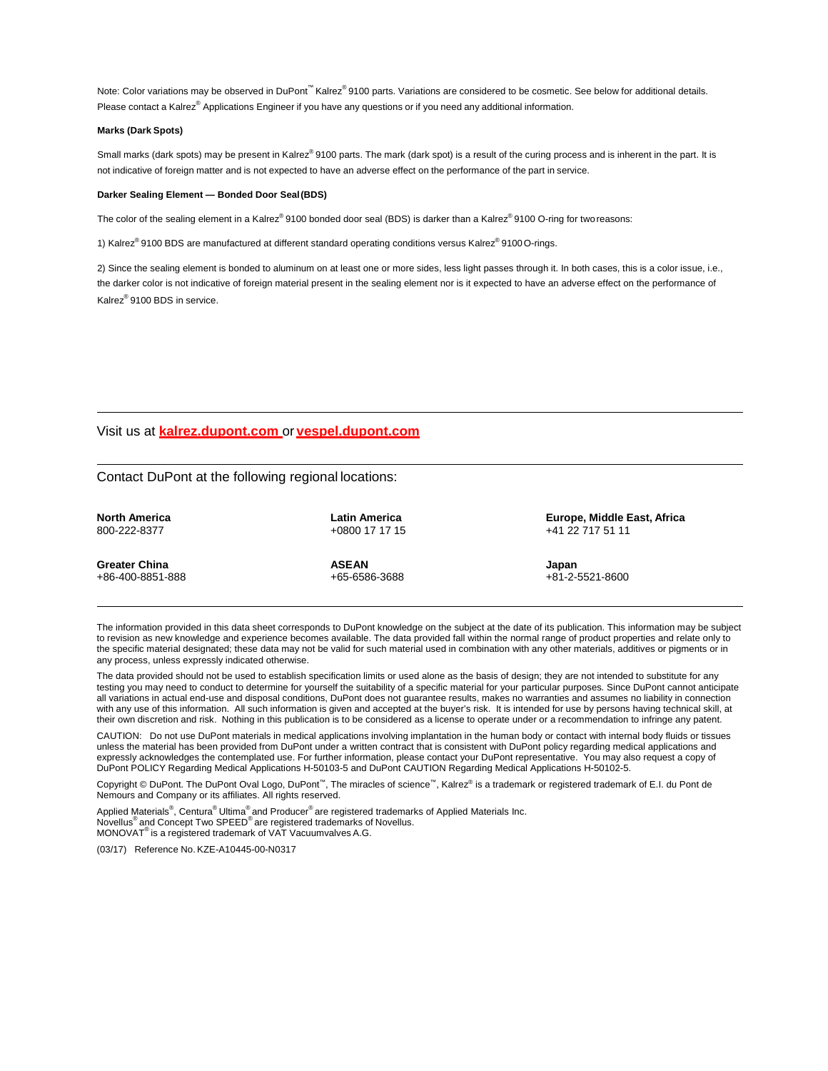Note: Color variations may be observed in DuPont™ Kalrez® 9100 parts. Variations are considered to be cosmetic. See below for additional details. Please contact a Kalrez® Applications Engineer if you have any questions or if you need any additional information.

**Marks (Dark Spots)**

Small marks (dark spots) may be present in Kalrez® 9100 parts. The mark (dark spot) is a result of the curing process and is inherent in the part. It is not indicative of foreign matter and is not expected to have an adverse effect on the performance of the part in service.

**Darker Sealing Element — Bonded Door Seal (BDS)**

The color of the sealing element in a Kalrez® 9100 bonded door seal (BDS) is darker than a Kalrez® 9100 O-ring for two reasons:

1) Kalrez® 9100 BDS are manufactured at different standard operating conditions versus Kalrez® 9100 O-rings.

2) Since the sealing element is bonded to aluminum on at least one or more sides, less light passes through it. In both cases, this is a color issue, i.e., the darker color is not indicative of foreign material present in the sealing element nor is it expected to have an adverse effect on the performance of Kalrez® 9100 BDS in service.

---

Visit us at **kalrez.dupont.com** or **vespel.dupont.com**

---

Contact DuPont at the following regional locations:

**North America**
800-222-8377

**Latin America**
+0800 17 17 15

**Europe, Middle East, Africa**
+41 22 717 51 11

**Greater China**
+86-400-8851-888

**ASEAN**
+65-6586-3688

**Japan**
+81-2-5521-8600

---

The information provided in this data sheet corresponds to DuPont knowledge on the subject at the date of its publication. This information may be subject to revision as new knowledge and experience becomes available. The data provided fall within the normal range of product properties and relate only to the specific material designated; these data may not be valid for such material used in combination with any other materials, additives or pigments or in any process, unless expressly indicated otherwise.

The data provided should not be used to establish specification limits or used alone as the basis of design; they are not intended to substitute for any testing you may need to conduct to determine for yourself the suitability of a specific material for your particular purposes. Since DuPont cannot anticipate all variations in actual end-use and disposal conditions, DuPont does not guarantee results, makes no warranties and assumes no liability in connection with any use of this information. All such information is given and accepted at the buyer's risk. It is intended for use by persons having technical skill, at their own discretion and risk. Nothing in this publication is to be considered as a license to operate under or a recommendation to infringe any patent.

CAUTION: Do not use DuPont materials in medical applications involving implantation in the human body or contact with internal body fluids or tissues unless the material has been provided from DuPont under a written contract that is consistent with DuPont policy regarding medical applications and expressly acknowledges the contemplated use. For further information, please contact your DuPont representative. You may also request a copy of DuPont POLICY Regarding Medical Applications H-50103-5 and DuPont CAUTION Regarding Medical Applications H-50102-5.

Copyright © DuPont. The DuPont Oval Logo, DuPont™, The miracles of science™, Kalrez® is a trademark or registered trademark of E.I. du Pont de Nemours and Company or its affiliates. All rights reserved.

Applied Materials®, Centura® Ultima® and Producer® are registered trademarks of Applied Materials Inc.
Novellus® and Concept Two SPEED® are registered trademarks of Novellus.
MONOVAT® is a registered trademark of VAT Vacuumvalves A.G.

(03/17) Reference No. KZE-A10445-00-N0317